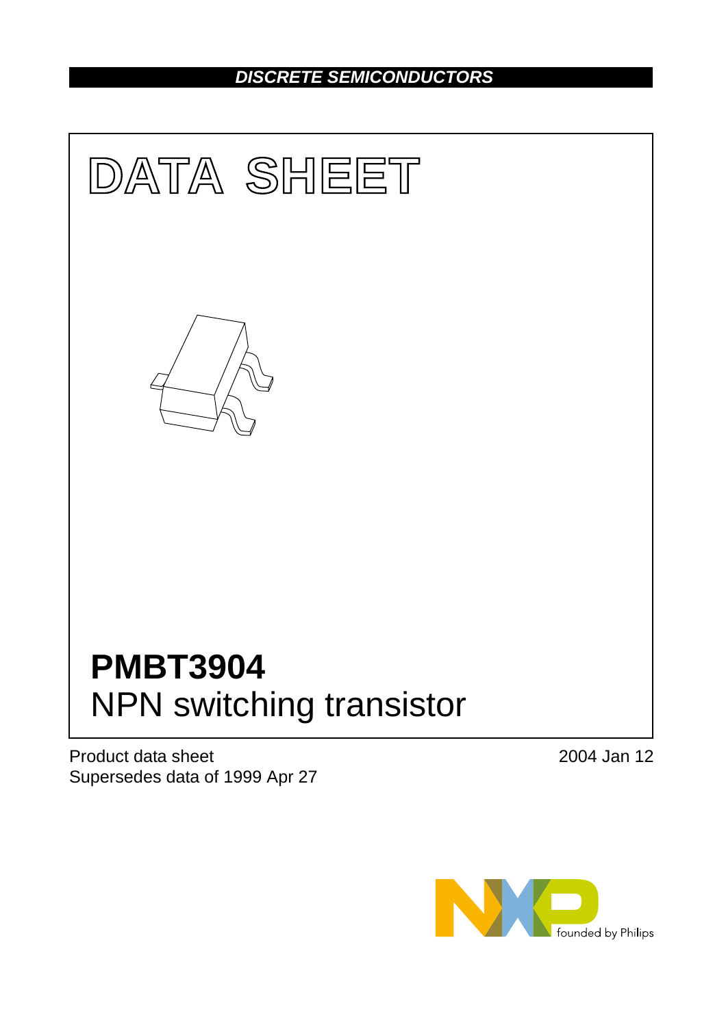**DISCRETE SEMICONDUCTORS**

# DATA SHEET

# PMBT3904

## NPN switching transistor

Product data sheet
Supersedes data of 1999 Apr 27

2004 Jan 12

founded by Philips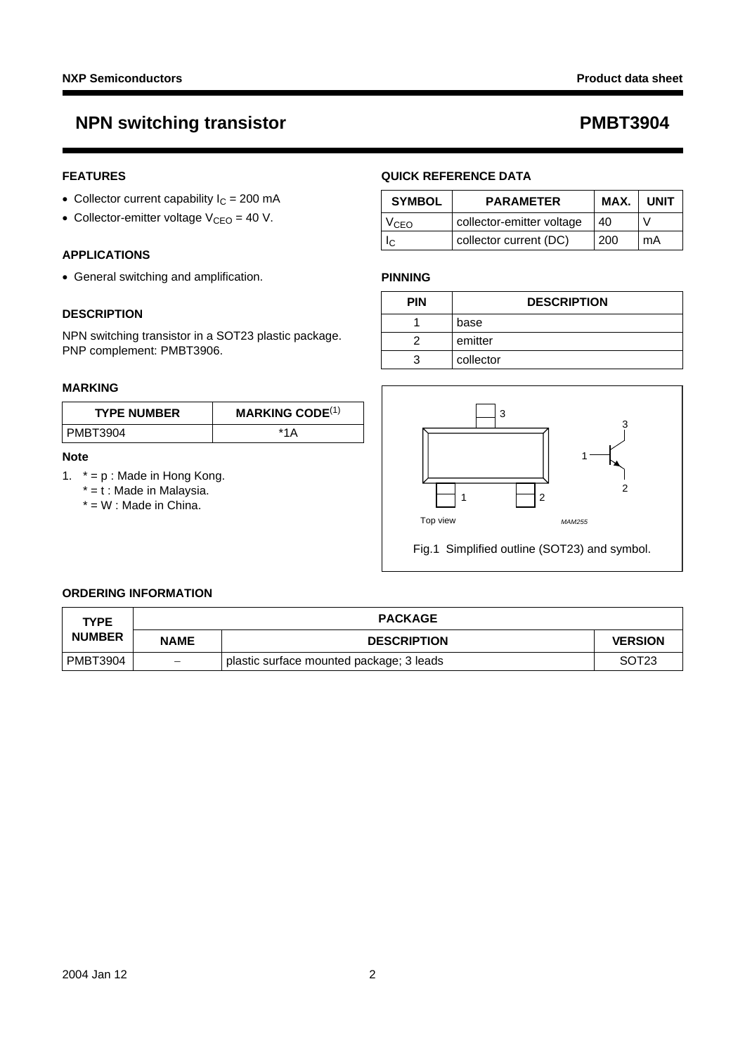# NPN switching transistor — PMBT3904

## FEATURES

- Collector current capability $I_C$ = 200 mA
- Collector-emitter voltage $V_{CEO}$ = 40 V.

## APPLICATIONS

- General switching and amplification.

## DESCRIPTION

NPN switching transistor in a SOT23 plastic package.
PNP complement: PMBT3906.

## MARKING

| TYPE NUMBER | MARKING CODE[(1)] |
|---|---|
| PMBT3904 | *1A |

**Note**

1. * = p : Made in Hong Kong.
   * = t : Made in Malaysia.
   * = W : Made in China.

## QUICK REFERENCE DATA

| SYMBOL | PARAMETER | MAX. | UNIT |
|---|---|---|---|
| $V_{CEO}$ | collector-emitter voltage | 40 | V |
| $I_C$ | collector current (DC) | 200 | mA |

## PINNING

| PIN | DESCRIPTION |
|---|---|
| 1 | base |
| 2 | emitter |
| 3 | collector |

Fig.1 Simplified outline (SOT23) and symbol.

## ORDERING INFORMATION

| TYPE NUMBER | PACKAGE | | |
|---|---|---|---|
| | NAME | DESCRIPTION | VERSION |
| PMBT3904 | – | plastic surface mounted package; 3 leads | SOT23 |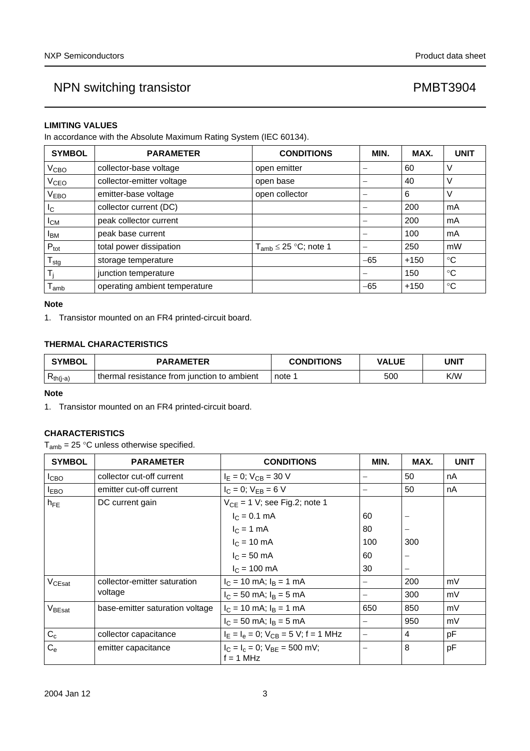## LIMITING VALUES

In accordance with the Absolute Maximum Rating System (IEC 60134).

| SYMBOL | PARAMETER | CONDITIONS | MIN. | MAX. | UNIT |
|---|---|---|---|---|---|
| $V_{CBO}$ | collector-base voltage | open emitter | − | 60 | V |
| $V_{CEO}$ | collector-emitter voltage | open base | − | 40 | V |
| $V_{EBO}$ | emitter-base voltage | open collector | − | 6 | V |
| $I_C$ | collector current (DC) | | − | 200 | mA |
| $I_{CM}$ | peak collector current | | − | 200 | mA |
| $I_{BM}$ | peak base current | | − | 100 | mA |
| $P_{tot}$ | total power dissipation | $T_{amb} \leq 25$ °C; note 1 | − | 250 | mW |
| $T_{stg}$ | storage temperature | | −65 | +150 | °C |
| $T_j$ | junction temperature | | − | 150 | °C |
| $T_{amb}$ | operating ambient temperature | | −65 | +150 | °C |

**Note**

1. Transistor mounted on an FR4 printed-circuit board.

## THERMAL CHARACTERISTICS

| SYMBOL | PARAMETER | CONDITIONS | VALUE | UNIT |
|---|---|---|---|---|
| $R_{th(j-a)}$ | thermal resistance from junction to ambient | note 1 | 500 | K/W |

**Note**

1. Transistor mounted on an FR4 printed-circuit board.

## CHARACTERISTICS

$T_{amb} = 25$ °C unless otherwise specified.

| SYMBOL | PARAMETER | CONDITIONS | MIN. | MAX. | UNIT |
|---|---|---|---|---|---|
| $I_{CBO}$ | collector cut-off current | $I_E = 0$; $V_{CB} = 30$ V | − | 50 | nA |
| $I_{EBO}$ | emitter cut-off current | $I_C = 0$; $V_{EB} = 6$ V | − | 50 | nA |
| $h_{FE}$ | DC current gain | $V_{CE} = 1$ V; see Fig.2; note 1 | | | |
| | | $I_C = 0.1$ mA | 60 | − | |
| | | $I_C = 1$ mA | 80 | − | |
| | | $I_C = 10$ mA | 100 | 300 | |
| | | $I_C = 50$ mA | 60 | − | |
| | | $I_C = 100$ mA | 30 | − | |
| $V_{CEsat}$ | collector-emitter saturation voltage | $I_C = 10$ mA; $I_B = 1$ mA | − | 200 | mV |
| | | $I_C = 50$ mA; $I_B = 5$ mA | − | 300 | mV |
| $V_{BEsat}$ | base-emitter saturation voltage | $I_C = 10$ mA; $I_B = 1$ mA | 650 | 850 | mV |
| | | $I_C = 50$ mA; $I_B = 5$ mA | − | 950 | mV |
| $C_c$ | collector capacitance | $I_E = I_e = 0$; $V_{CB} = 5$ V; f = 1 MHz | − | 4 | pF |
| $C_e$ | emitter capacitance | $I_C = I_c = 0$; $V_{BE} = 500$ mV; f = 1 MHz | − | 8 | pF |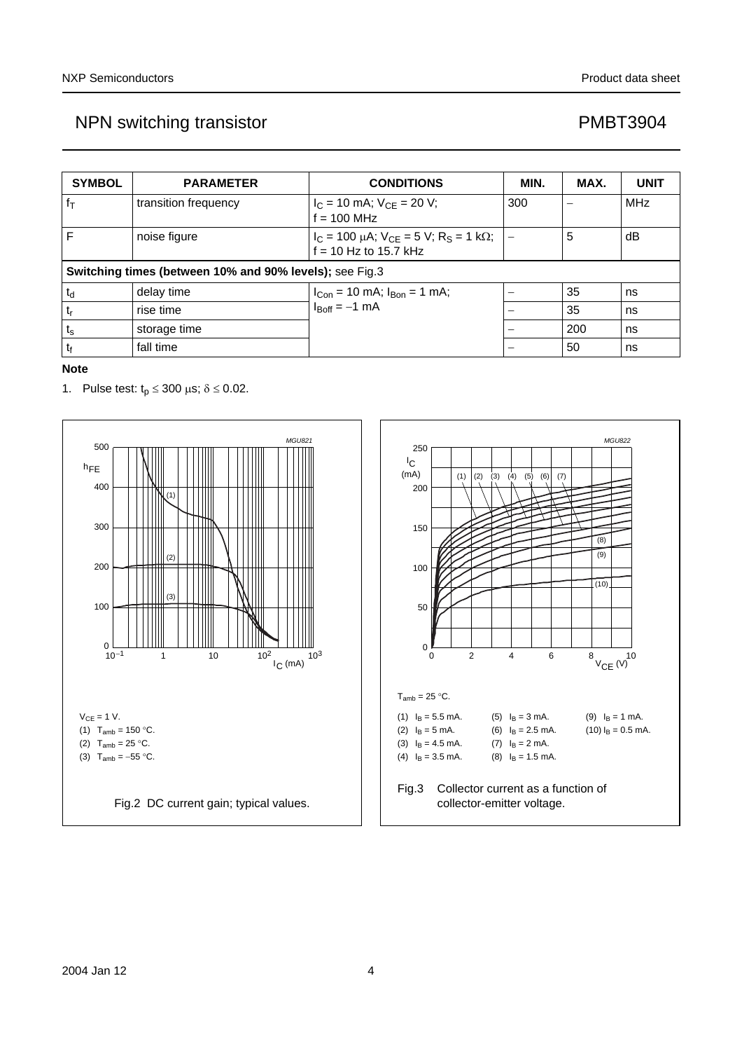| SYMBOL | PARAMETER | CONDITIONS | MIN. | MAX. | UNIT |
|---|---|---|---|---|---|
| $f_T$ | transition frequency | $I_C$ = 10 mA; $V_{CE}$ = 20 V; f = 100 MHz | 300 | – | MHz |
| F | noise figure | $I_C$ = 100 μA; $V_{CE}$ = 5 V; $R_S$ = 1 kΩ; f = 10 Hz to 15.7 kHz | – | 5 | dB |
| **Switching times (between 10% and 90% levels);** see Fig.3 | | | | | |
| $t_d$ | delay time | $I_{Con}$ = 10 mA; $I_{Bon}$ = 1 mA; $I_{Boff}$ = −1 mA | – | 35 | ns |
| $t_r$ | rise time | | – | 35 | ns |
| $t_s$ | storage time | | – | 200 | ns |
| $t_f$ | fall time | | – | 50 | ns |

**Note**

1. Pulse test: $t_p \leq 300$ μs; $\delta \leq 0.02$.

$V_{CE}$ = 1 V.

(1) $T_{amb}$ = 150 °C.

(2) $T_{amb}$ = 25 °C.

(3) $T_{amb}$ = −55 °C.

Fig.2 DC current gain; typical values.

$T_{amb}$ = 25 °C.

(1) $I_B$ = 5.5 mA.
(2) $I_B$ = 5 mA.
(3) $I_B$ = 4.5 mA.
(4) $I_B$ = 3.5 mA.
(5) $I_B$ = 3 mA.
(6) $I_B$ = 2.5 mA.
(7) $I_B$ = 2 mA.
(8) $I_B$ = 1.5 mA.
(9) $I_B$ = 1 mA.
(10) $I_B$ = 0.5 mA.

Fig.3 Collector current as a function of collector-emitter voltage.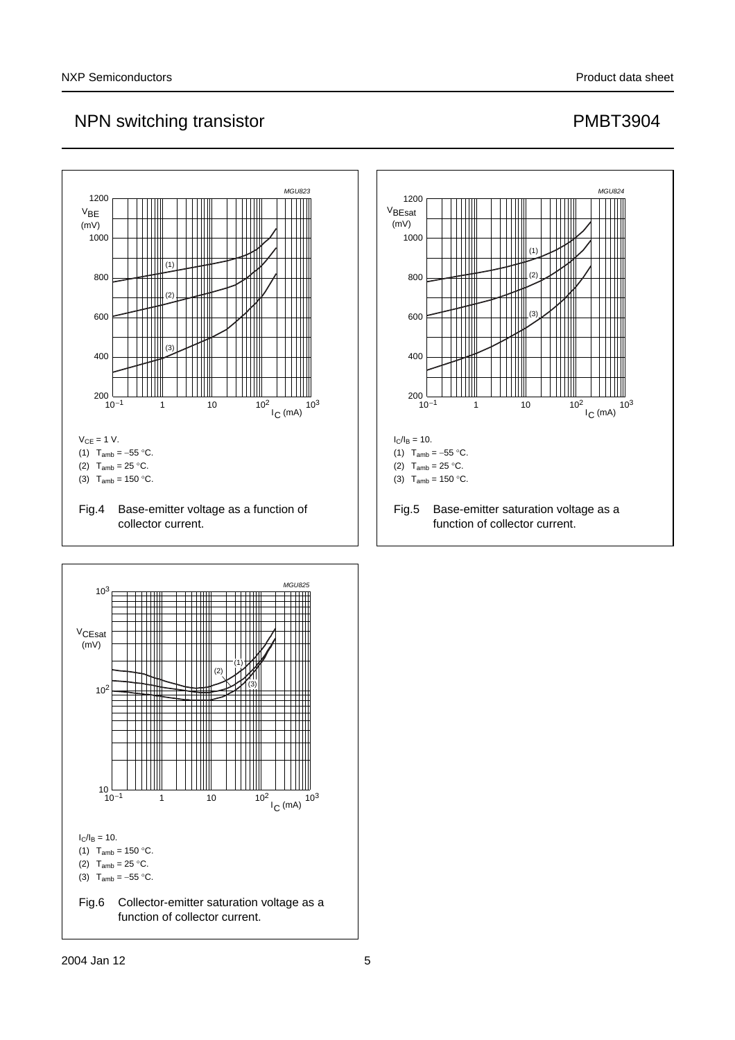$V_{CE}$ = 1 V.

(1) $T_{amb}$ = −55 °C.

(2) $T_{amb}$ = 25 °C.

(3) $T_{amb}$ = 150 °C.

Fig.4 Base-emitter voltage as a function of collector current.

$I_C/I_B$ = 10.

(1) $T_{amb}$ = −55 °C.

(2) $T_{amb}$ = 25 °C.

(3) $T_{amb}$ = 150 °C.

Fig.5 Base-emitter saturation voltage as a function of collector current.

$I_C/I_B$ = 10.

(1) $T_{amb}$ = 150 °C.

(2) $T_{amb}$ = 25 °C.

(3) $T_{amb}$ = −55 °C.

Fig.6 Collector-emitter saturation voltage as a function of collector current.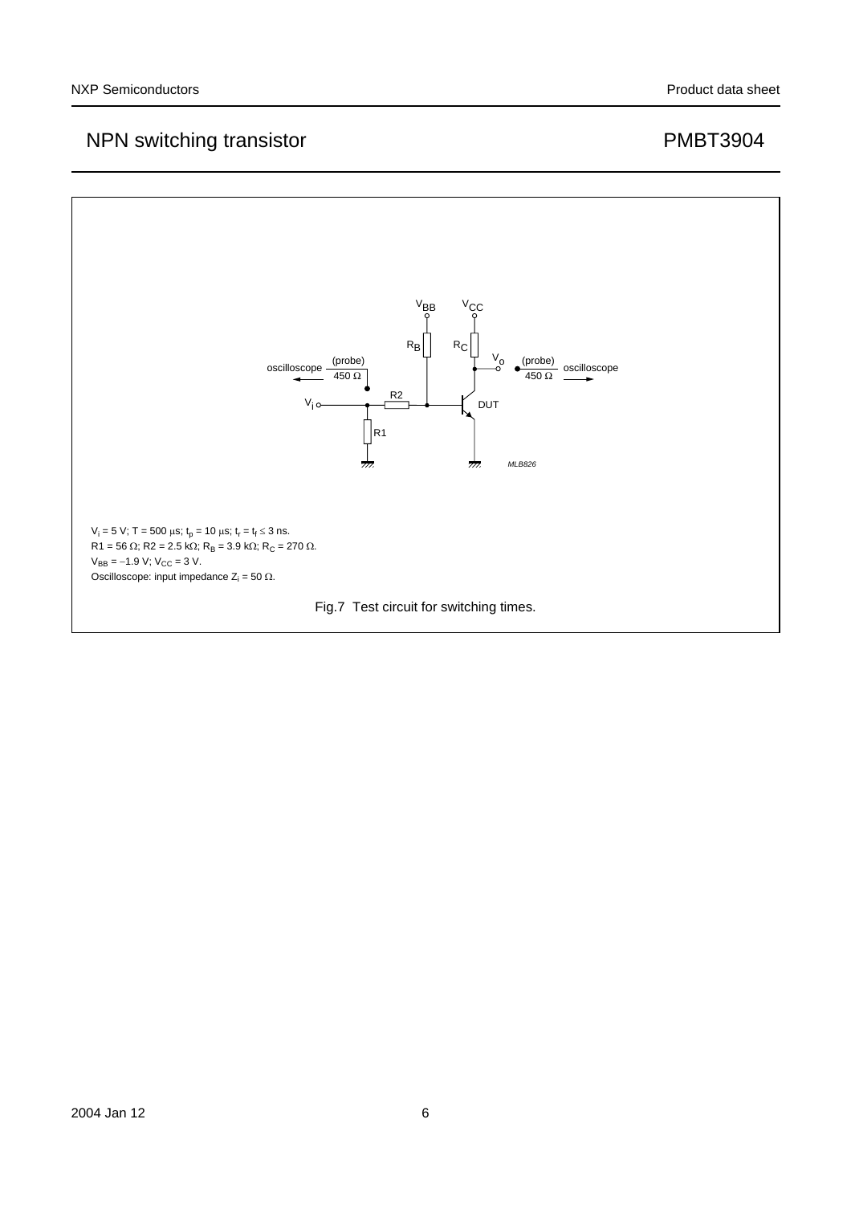$V_i$ = 5 V; T = 500 μs; $t_p$ = 10 μs; $t_r$ = $t_f$ ≤ 3 ns.
R1 = 56 Ω; R2 = 2.5 kΩ; $R_B$ = 3.9 kΩ; $R_C$ = 270 Ω.
$V_{BB}$ = −1.9 V; $V_{CC}$ = 3 V.
Oscilloscope: input impedance $Z_i$ = 50 Ω.

Fig.7 Test circuit for switching times.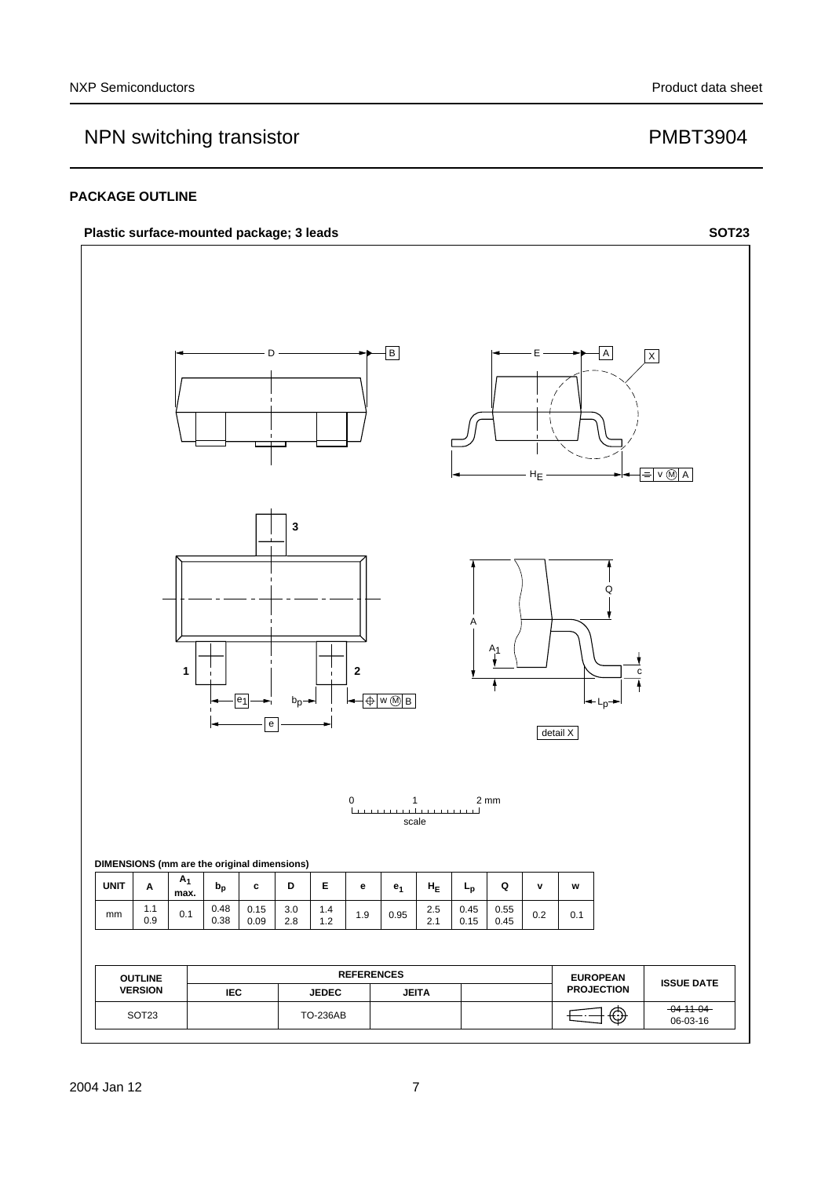## PACKAGE OUTLINE

**Plastic surface-mounted package; 3 leads** **SOT23**

**DIMENSIONS (mm are the original dimensions)**

| UNIT | A | $A_1$ max. | $b_p$ | c | D | E | e | $e_1$ | $H_E$ | $L_p$ | Q | v | w |
|---|---|---|---|---|---|---|---|---|---|---|---|---|---|
| mm | 1.1<br>0.9 | 0.1 | 0.48<br>0.38 | 0.15<br>0.09 | 3.0<br>2.8 | 1.4<br>1.2 | 1.9 | 0.95 | 2.5<br>2.1 | 0.45<br>0.15 | 0.55<br>0.45 | 0.2 | 0.1 |

| OUTLINE VERSION | REFERENCES | | | | EUROPEAN PROJECTION | ISSUE DATE |
|---|---|---|---|---|---|---|
| | IEC | JEDEC | JEITA | | | |
| SOT23 | | TO-236AB | | | | ~~04-11-04~~<br>06-03-16 |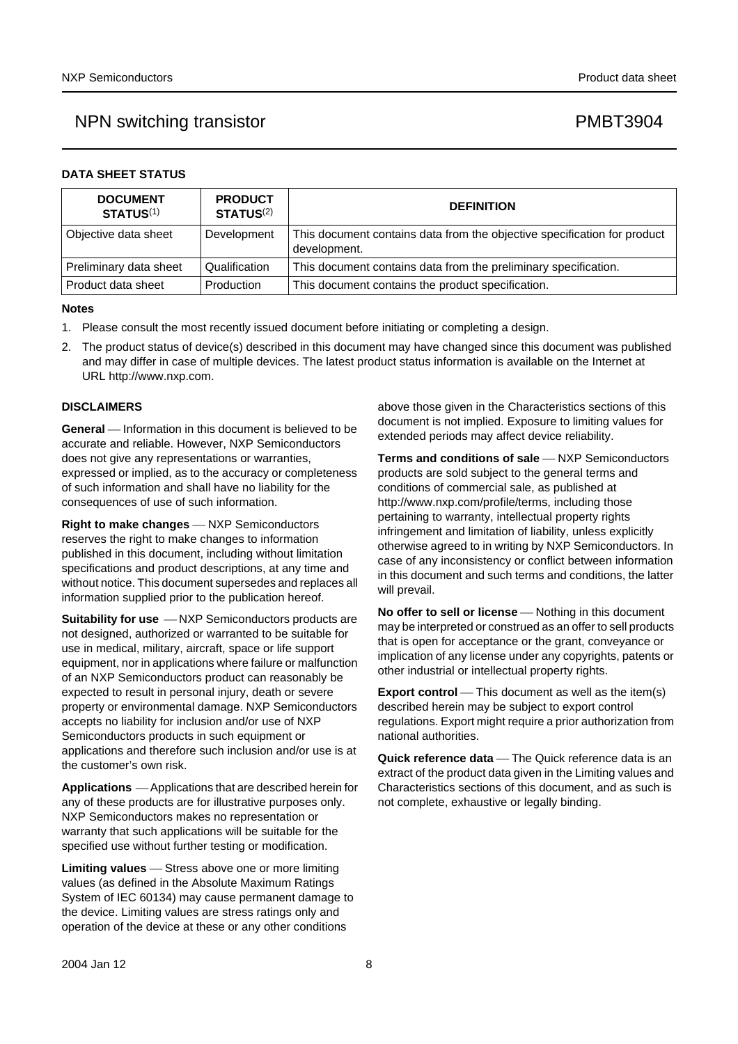## DATA SHEET STATUS

| DOCUMENT STATUS[(1)] | PRODUCT STATUS[(2)] | DEFINITION |
|---|---|---|
| Objective data sheet | Development | This document contains data from the objective specification for product development. |
| Preliminary data sheet | Qualification | This document contains data from the preliminary specification. |
| Product data sheet | Production | This document contains the product specification. |

**Notes**

1. Please consult the most recently issued document before initiating or completing a design.
2. The product status of device(s) described in this document may have changed since this document was published and may differ in case of multiple devices. The latest product status information is available on the Internet at URL http://www.nxp.com.

## DISCLAIMERS

**General** — Information in this document is believed to be accurate and reliable. However, NXP Semiconductors does not give any representations or warranties, expressed or implied, as to the accuracy or completeness of such information and shall have no liability for the consequences of use of such information.

**Right to make changes** — NXP Semiconductors reserves the right to make changes to information published in this document, including without limitation specifications and product descriptions, at any time and without notice. This document supersedes and replaces all information supplied prior to the publication hereof.

**Suitability for use** — NXP Semiconductors products are not designed, authorized or warranted to be suitable for use in medical, military, aircraft, space or life support equipment, nor in applications where failure or malfunction of an NXP Semiconductors product can reasonably be expected to result in personal injury, death or severe property or environmental damage. NXP Semiconductors accepts no liability for inclusion and/or use of NXP Semiconductors products in such equipment or applications and therefore such inclusion and/or use is at the customer's own risk.

**Applications** — Applications that are described herein for any of these products are for illustrative purposes only. NXP Semiconductors makes no representation or warranty that such applications will be suitable for the specified use without further testing or modification.

**Limiting values** — Stress above one or more limiting values (as defined in the Absolute Maximum Ratings System of IEC 60134) may cause permanent damage to the device. Limiting values are stress ratings only and operation of the device at these or any other conditions above those given in the Characteristics sections of this document is not implied. Exposure to limiting values for extended periods may affect device reliability.

**Terms and conditions of sale** — NXP Semiconductors products are sold subject to the general terms and conditions of commercial sale, as published at http://www.nxp.com/profile/terms, including those pertaining to warranty, intellectual property rights infringement and limitation of liability, unless explicitly otherwise agreed to in writing by NXP Semiconductors. In case of any inconsistency or conflict between information in this document and such terms and conditions, the latter will prevail.

**No offer to sell or license** — Nothing in this document may be interpreted or construed as an offer to sell products that is open for acceptance or the grant, conveyance or implication of any license under any copyrights, patents or other industrial or intellectual property rights.

**Export control** — This document as well as the item(s) described herein may be subject to export control regulations. Export might require a prior authorization from national authorities.

**Quick reference data** — The Quick reference data is an extract of the product data given in the Limiting values and Characteristics sections of this document, and as such is not complete, exhaustive or legally binding.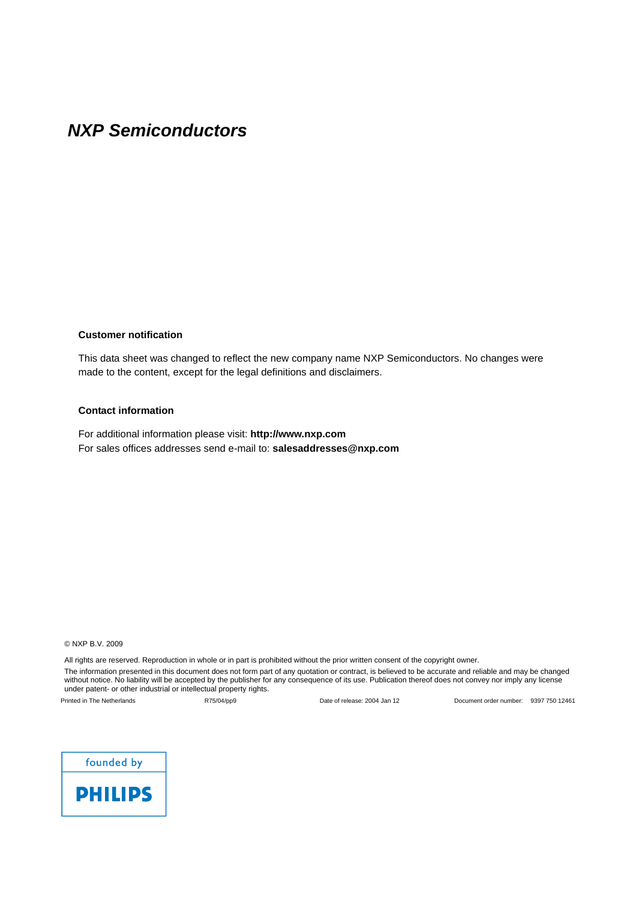# *NXP Semiconductors*

**Customer notification**

This data sheet was changed to reflect the new company name NXP Semiconductors. No changes were made to the content, except for the legal definitions and disclaimers.

**Contact information**

For additional information please visit: **http://www.nxp.com**
For sales offices addresses send e-mail to: **salesaddresses@nxp.com**

© NXP B.V. 2009

All rights are reserved. Reproduction in whole or in part is prohibited without the prior written consent of the copyright owner.
The information presented in this document does not form part of any quotation or contract, is believed to be accurate and reliable and may be changed without notice. No liability will be accepted by the publisher for any consequence of its use. Publication thereof does not convey nor imply any license under patent- or other industrial or intellectual property rights.

Printed in The Netherlands R75/04/pp9 Date of release: 2004 Jan 12 Document order number: 9397 750 12461

founded by

PHILIPS